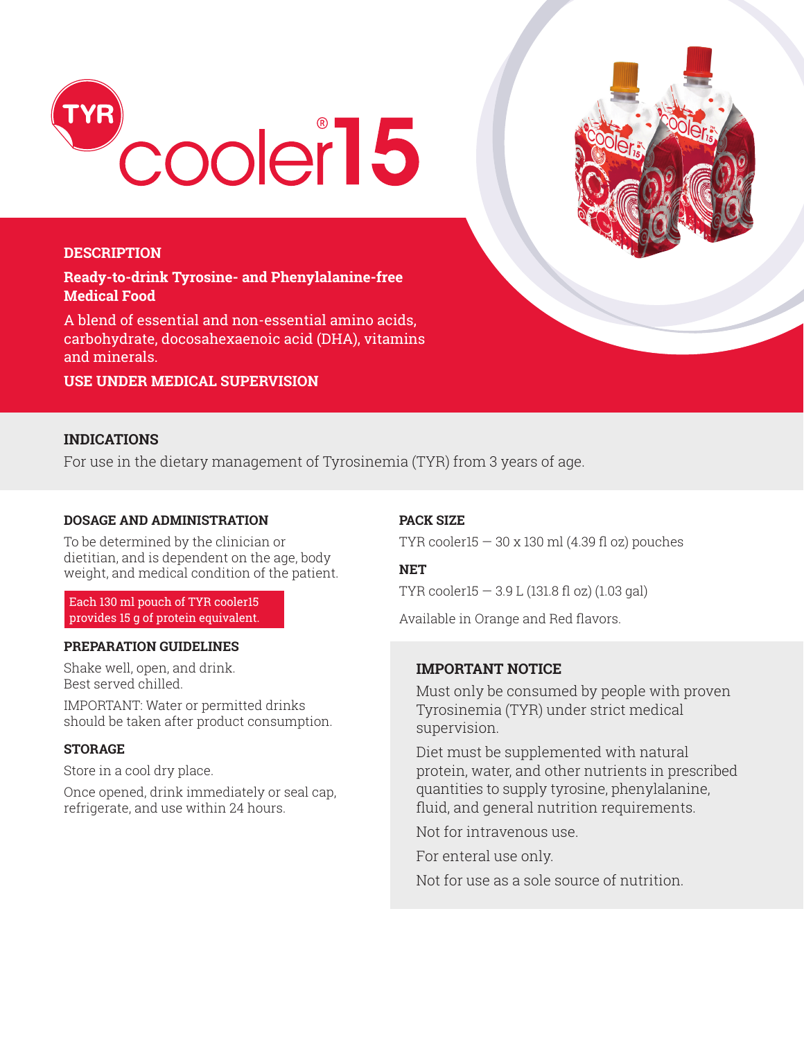# TYR cooler®15

## DESCRIPTION

**Ready-to-drink Tyrosine- and Phenylalanine-free Medical Food**

A blend of essential and non-essential amino acids, carbohydrate, docosahexaenoic acid (DHA), vitamins and minerals.

**USE UNDER MEDICAL SUPERVISION**

## INDICATIONS

For use in the dietary management of Tyrosinemia (TYR) from 3 years of age.

### DOSAGE AND ADMINISTRATION

To be determined by the clinician or dietitian, and is dependent on the age, body weight, and medical condition of the patient.

Each 130 ml pouch of TYR cooler15 provides 15 g of protein equivalent.

### PREPARATION GUIDELINES

Shake well, open, and drink.
Best served chilled.

IMPORTANT: Water or permitted drinks should be taken after product consumption.

### STORAGE

Store in a cool dry place.

Once opened, drink immediately or seal cap, refrigerate, and use within 24 hours.

### PACK SIZE

TYR cooler15 — 30 x 130 ml (4.39 fl oz) pouches

### NET

TYR cooler15 — 3.9 L (131.8 fl oz) (1.03 gal)

Available in Orange and Red flavors.

### IMPORTANT NOTICE

Must only be consumed by people with proven Tyrosinemia (TYR) under strict medical supervision.

Diet must be supplemented with natural protein, water, and other nutrients in prescribed quantities to supply tyrosine, phenylalanine, fluid, and general nutrition requirements.

Not for intravenous use.

For enteral use only.

Not for use as a sole source of nutrition.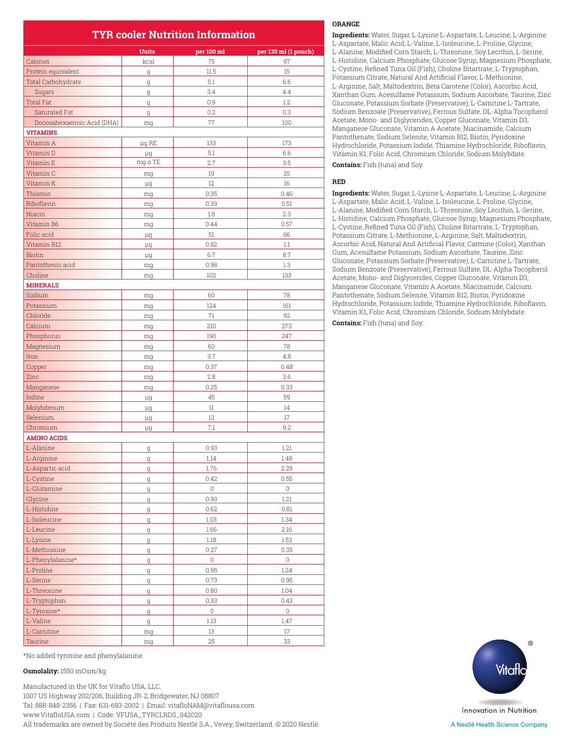## TYR cooler Nutrition Information

| | Units | per 100 ml | per 130 ml (1 pouch) |
|---|---|---|---|
| Calories | kcal | 75 | 97 |
| Protein equivalent | g | 11.5 | 15 |
| Total Carbohydrate | g | 5.1 | 6.6 |
| Sugars | g | 3.4 | 4.4 |
| Total Fat | g | 0.9 | 1.2 |
| Saturated Fat | g | 0.2 | 0.3 |
| Docosahexaenoic Acid (DHA) | mg | 77 | 100 |
| **VITAMINS** | | | |
| Vitamin A | µg RE | 133 | 173 |
| Vitamin D | µg | 5.1 | 6.6 |
| Vitamin E | mg α TE | 2.7 | 3.5 |
| Vitamin C | mg | 19 | 25 |
| Vitamin K | µg | 12 | 16 |
| Thiamin | mg | 0.35 | 0.46 |
| Riboflavin | mg | 0.39 | 0.51 |
| Niacin | mg | 1.8 | 2.3 |
| Vitamin B6 | mg | 0.44 | 0.57 |
| Folic acid | µg | 51 | 66 |
| Vitamin B12 | µg | 0.82 | 1.1 |
| Biotin | µg | 6.7 | 8.7 |
| Pantothenic acid | mg | 0.98 | 1.3 |
| Choline | mg | 102 | 133 |
| **MINERALS** | | | |
| Sodium | mg | 60 | 78 |
| Potassium | mg | 124 | 161 |
| Chloride | mg | 71 | 92 |
| Calcium | mg | 210 | 273 |
| Phosphorus | mg | 190 | 247 |
| Magnesium | mg | 60 | 78 |
| Iron | mg | 3.7 | 4.8 |
| Copper | mg | 0.37 | 0.48 |
| Zinc | mg | 2.8 | 3.6 |
| Manganese | mg | 0.25 | 0.33 |
| Iodine | µg | 45 | 59 |
| Molybdenum | µg | 11 | 14 |
| Selenium | µg | 13 | 17 |
| Chromium | µg | 7.1 | 9.2 |
| **AMINO ACIDS** | | | |
| L-Alanine | g | 0.93 | 1.21 |
| L-Arginine | g | 1.14 | 1.48 |
| L-Aspartic acid | g | 1.76 | 2.29 |
| L-Cystine | g | 0.42 | 0.55 |
| L-Glutamine | g | 0 | 0 |
| Glycine | g | 0.93 | 1.21 |
| L-Histidine | g | 0.62 | 0.81 |
| L-Isoleucine | g | 1.03 | 1.34 |
| L-Leucine | g | 1.66 | 2.16 |
| L-Lysine | g | 1.18 | 1.53 |
| L-Methionine | g | 0.27 | 0.35 |
| L-Phenylalanine* | g | 0 | 0 |
| L-Proline | g | 0.95 | 1.24 |
| L-Serine | g | 0.73 | 0.95 |
| L-Threonine | g | 0.80 | 1.04 |
| L-Tryptophan | g | 0.33 | 0.43 |
| L-Tyrosine* | g | 0 | 0 |
| L-Valine | g | 1.13 | 1.47 |
| L-Carnitine | mg | 13 | 17 |
| Taurine | mg | 25 | 33 |

*No added tyrosine and phenylalanine.

**Osmolality:** 1550 mOsm/kg

Manufactured in the UK for Vitaflo USA, LLC.
1007 US Highway 202/206, Building JR-2, Bridgewater, NJ 08807
Tel: 888-848-2356 | Fax: 631-693-2002 | Email: vitafloNAM@vitaflousa.com
www.VitafloUSA.com | Code: VFUSA_TYRCLRDS_042020
All trademarks are owned by Société des Produits Nestlé S.A., Vevey, Switzerland. © 2020 Nestlé.

### ORANGE

**Ingredients:** Water, Sugar, L-Lysine L-Aspartate, L-Leucine, L-Arginine L-Aspartate, Malic Acid, L-Valine, L-Isoleucine, L-Proline, Glycine, L-Alanine, Modified Corn Starch, L-Threonine, Soy Lecithin, L-Serine, L-Histidine, Calcium Phosphate, Glucose Syrup, Magnesium Phosphate, L-Cystine, Refined Tuna Oil (Fish), Choline Bitartrate, L-Tryptophan, Potassium Citrate, Natural And Artificial Flavor, L-Methionine, L-Arginine, Salt, Maltodextrin, Beta Carotene (Color), Ascorbic Acid, Xanthan Gum, Acesulfame Potassium, Sodium Ascorbate, Taurine, Zinc Gluconate, Potassium Sorbate (Preservative), L-Carnitine L-Tartrate, Sodium Benzoate (Preservative), Ferrous Sulfate, DL-Alpha Tocopherol Acetate, Mono- and Diglycerides, Copper Gluconate, Vitamin D3, Manganese Gluconate, Vitamin A Acetate, Niacinamide, Calcium Pantothenate, Sodium Selenite, Vitamin B12, Biotin, Pyridoxine Hydrochloride, Potassium Iodide, Thiamine Hydrochloride, Riboflavin, Vitamin K1, Folic Acid, Chromium Chloride, Sodium Molybdate.

**Contains:** Fish (tuna) and Soy.

### RED

**Ingredients:** Water, Sugar, L-Lysine L-Aspartate, L-Leucine, L-Arginine L-Aspartate, Malic Acid, L-Valine, L-Isoleucine, L-Proline, Glycine, L-Alanine, Modified Corn Starch, L-Threonine, Soy Lecithin, L-Serine, L-Histidine, Calcium Phosphate, Glucose Syrup, Magnesium Phosphate, L-Cystine, Refined Tuna Oil (Fish), Choline Bitartrate, L-Tryptophan, Potassium Citrate, L-Methionine, L-Arginine, Salt, Maltodextrin, Ascorbic Acid, Natural And Artificial Flavor, Carmine (Color), Xanthan Gum, Acesulfame Potassium, Sodium Ascorbate, Taurine, Zinc Gluconate, Potassium Sorbate (Preservative), L-Carnitine L-Tartrate, Sodium Benzoate (Preservative), Ferrous Sulfate, DL-Alpha Tocopherol Acetate, Mono- and Diglycerides, Copper Gluconate, Vitamin D3, Manganese Gluconate, Vitamin A Acetate, Niacinamide, Calcium Pantothenate, Sodium Selenite, Vitamin B12, Biotin, Pyridoxine Hydrochloride, Potassium Iodide, Thiamine Hydrochloride, Riboflavin, Vitamin K1, Folic Acid, Chromium Chloride, Sodium Molybdate.

**Contains:** Fish (tuna) and Soy.

Vitaflo®
Innovation in Nutrition
A Nestlé Health Science Company